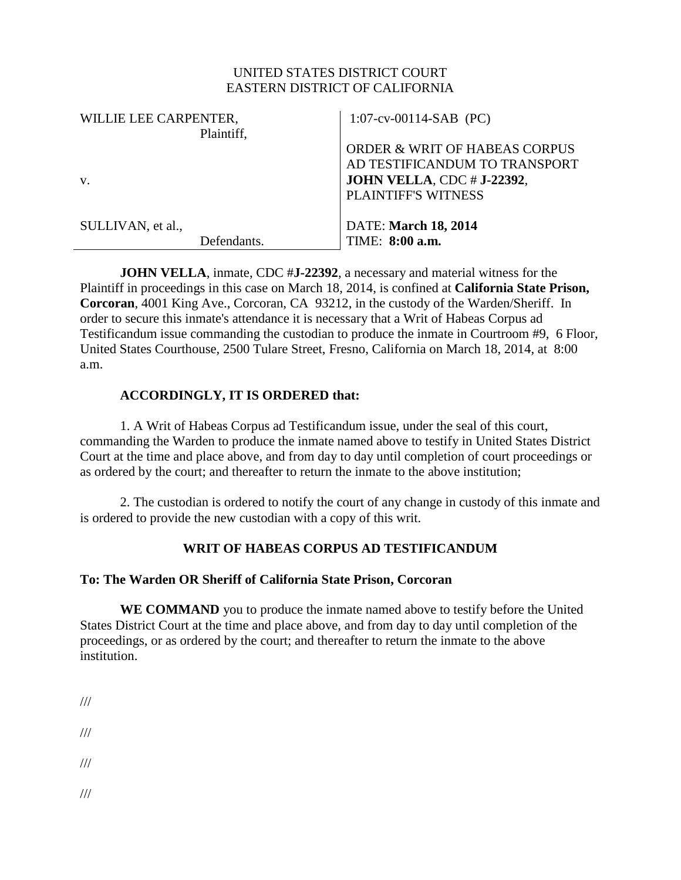UNITED STATES DISTRICT COURT
EASTERN DISTRICT OF CALIFORNIA

| | |
|---|---|
| WILLIE LEE CARPENTER,<br>Plaintiff,<br><br>v.<br><br>SULLIVAN, et al.,<br>Defendants. | 1:07-cv-00114-SAB (PC)<br><br>ORDER & WRIT OF HABEAS CORPUS AD TESTIFICANDUM TO TRANSPORT **JOHN VELLA**, CDC # **J-22392**, PLAINTIFF'S WITNESS<br><br>DATE: **March 18, 2014**<br>TIME: **8:00 a.m.** |

**JOHN VELLA**, inmate, CDC #**J-22392**, a necessary and material witness for the Plaintiff in proceedings in this case on March 18, 2014, is confined at **California State Prison, Corcoran**, 4001 King Ave., Corcoran, CA 93212, in the custody of the Warden/Sheriff. In order to secure this inmate's attendance it is necessary that a Writ of Habeas Corpus ad Testificandum issue commanding the custodian to produce the inmate in Courtroom #9, 6 Floor, United States Courthouse, 2500 Tulare Street, Fresno, California on March 18, 2014, at 8:00 a.m.

**ACCORDINGLY, IT IS ORDERED that:**

1. A Writ of Habeas Corpus ad Testificandum issue, under the seal of this court, commanding the Warden to produce the inmate named above to testify in United States District Court at the time and place above, and from day to day until completion of court proceedings or as ordered by the court; and thereafter to return the inmate to the above institution;

2. The custodian is ordered to notify the court of any change in custody of this inmate and is ordered to provide the new custodian with a copy of this writ.

**WRIT OF HABEAS CORPUS AD TESTIFICANDUM**

**To: The Warden OR Sheriff of California State Prison, Corcoran**

**WE COMMAND** you to produce the inmate named above to testify before the United States District Court at the time and place above, and from day to day until completion of the proceedings, or as ordered by the court; and thereafter to return the inmate to the above institution.

///

///

///

///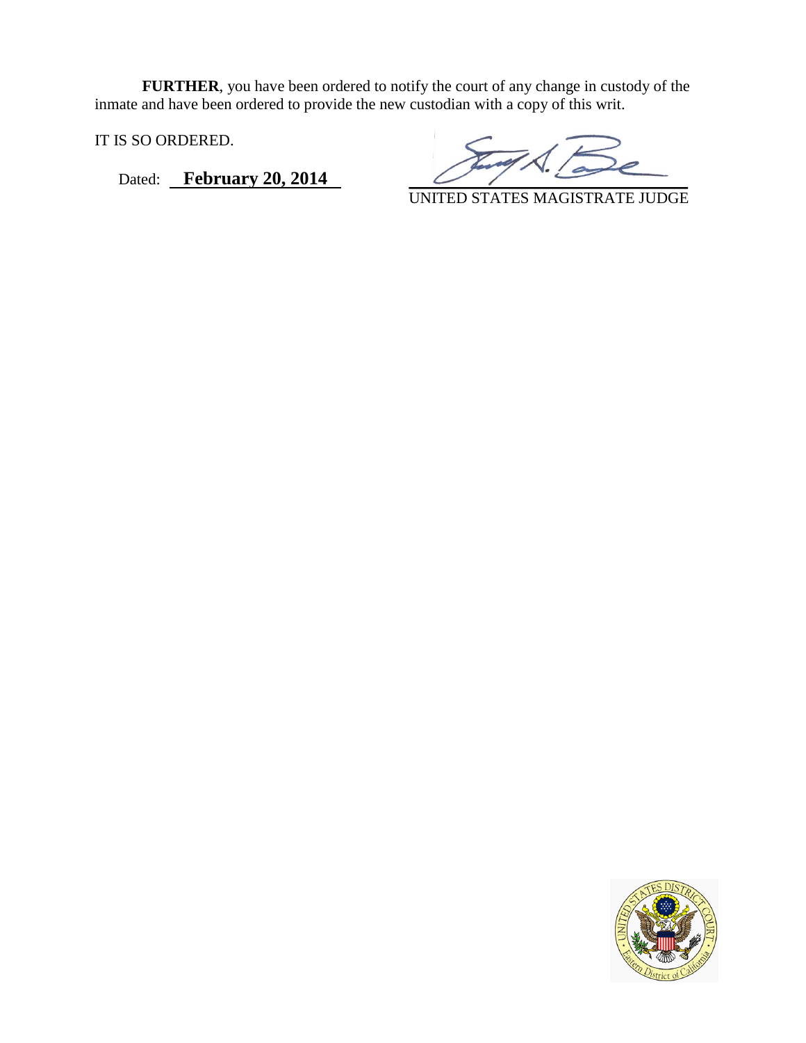**FURTHER**, you have been ordered to notify the court of any change in custody of the inmate and have been ordered to provide the new custodian with a copy of this writ.

IT IS SO ORDERED.

Dated: **February 20, 2014**

UNITED STATES MAGISTRATE JUDGE